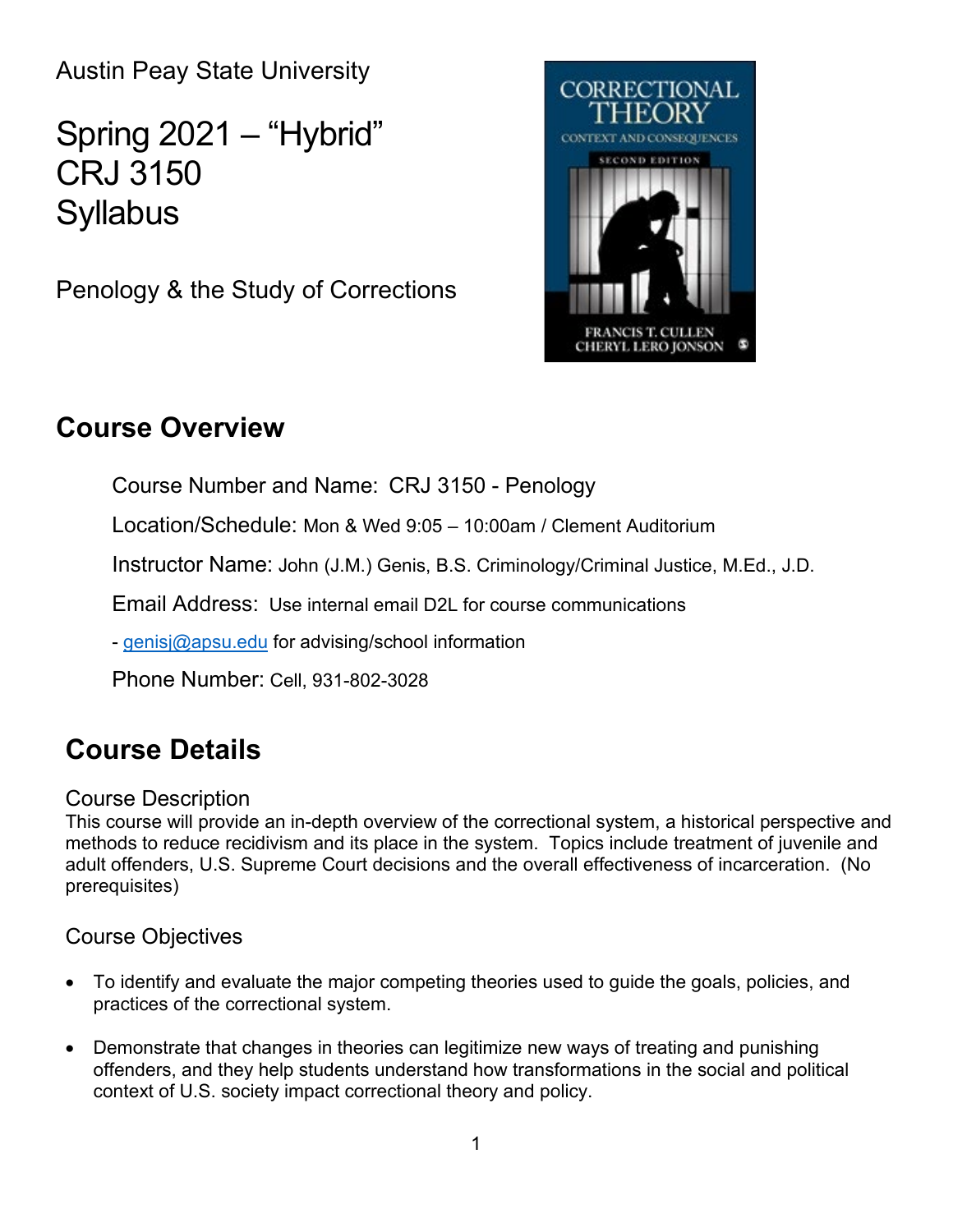Austin Peay State University

# Spring 2021 – "Hybrid" CRJ 3150 Syllabus

Penology & the Study of Corrections

## Course Overview

Course Number and Name: CRJ 3150 - Penology

Location/Schedule: Mon & Wed 9:05 – 10:00am / Clement Auditorium

Instructor Name: John (J.M.) Genis, B.S. Criminology/Criminal Justice, M.Ed., J.D.

Email Address: Use internal email D2L for course communications

- genisj@apsu.edu for advising/school information

Phone Number: Cell, 931-802-3028

## Course Details

### Course Description

This course will provide an in-depth overview of the correctional system, a historical perspective and methods to reduce recidivism and its place in the system. Topics include treatment of juvenile and adult offenders, U.S. Supreme Court decisions and the overall effectiveness of incarceration. (No prerequisites)

### Course Objectives

- To identify and evaluate the major competing theories used to guide the goals, policies, and practices of the correctional system.
- Demonstrate that changes in theories can legitimize new ways of treating and punishing offenders, and they help students understand how transformations in the social and political context of U.S. society impact correctional theory and policy.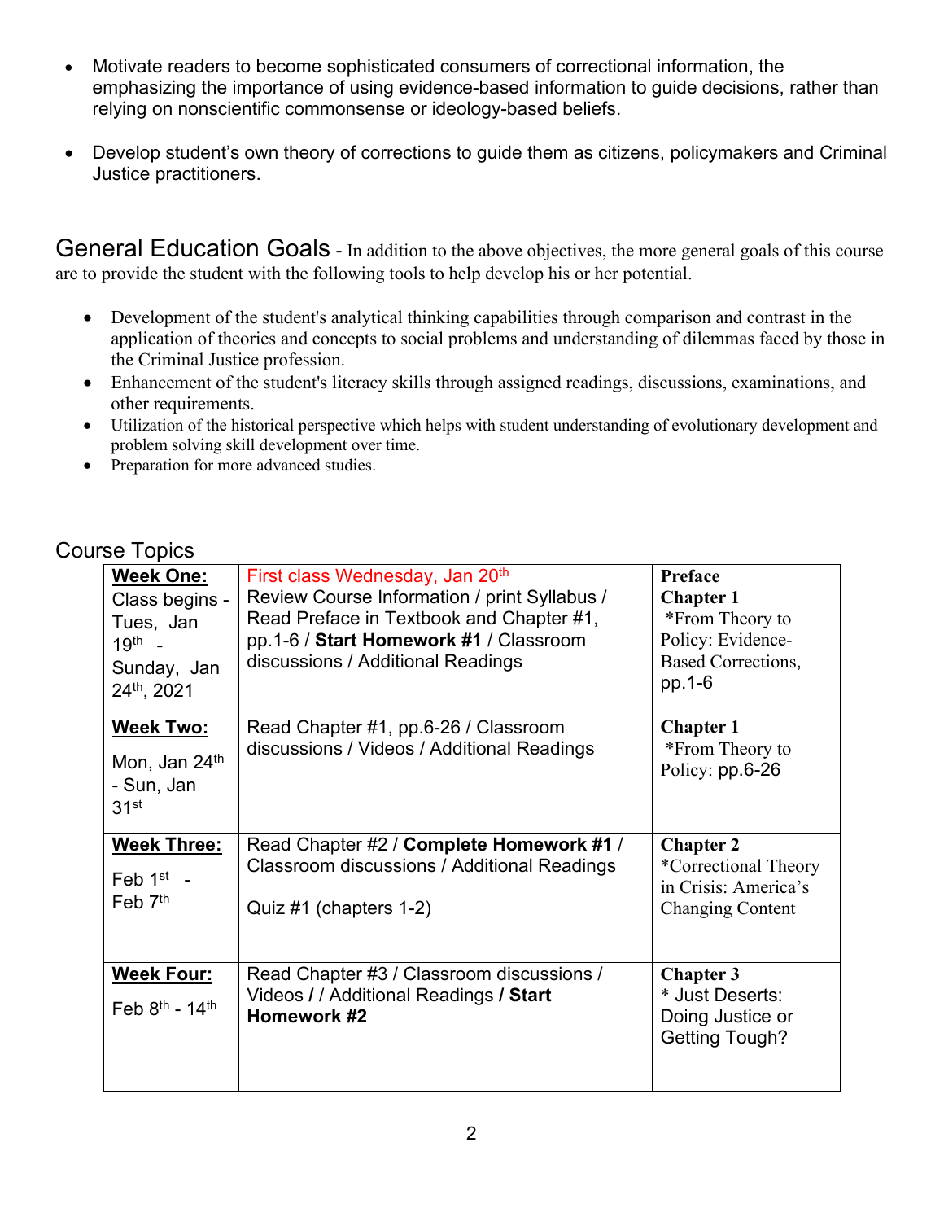- Motivate readers to become sophisticated consumers of correctional information, the emphasizing the importance of using evidence-based information to guide decisions, rather than relying on nonscientific commonsense or ideology-based beliefs.

- Develop student's own theory of corrections to guide them as citizens, policymakers and Criminal Justice practitioners.

## General Education Goals

- In addition to the above objectives, the more general goals of this course are to provide the student with the following tools to help develop his or her potential.

- Development of the student's analytical thinking capabilities through comparison and contrast in the application of theories and concepts to social problems and understanding of dilemmas faced by those in the Criminal Justice profession.
- Enhancement of the student's literacy skills through assigned readings, discussions, examinations, and other requirements.
- Utilization of the historical perspective which helps with student understanding of evolutionary development and problem solving skill development over time.
- Preparation for more advanced studies.

## Course Topics

| | | |
|---|---|---|
| **Week One:** Class begins - Tues, Jan 19th - Sunday, Jan 24th, 2021 | First class Wednesday, Jan 20th Review Course Information / print Syllabus / Read Preface in Textbook and Chapter #1, pp.1-6 / **Start Homework #1** / Classroom discussions / Additional Readings | **Preface** **Chapter 1** *From Theory to Policy: Evidence-Based Corrections, pp.1-6 |
| **Week Two:** Mon, Jan 24th - Sun, Jan 31st | Read Chapter #1, pp.6-26 / Classroom discussions / Videos / Additional Readings | **Chapter 1** *From Theory to Policy: pp.6-26 |
| **Week Three:** Feb 1st - Feb 7th | Read Chapter #2 / **Complete Homework #1** / Classroom discussions / Additional Readings<br><br>Quiz #1 (chapters 1-2) | **Chapter 2** *Correctional Theory in Crisis: America's Changing Content |
| **Week Four:** Feb 8th - 14th | Read Chapter #3 / Classroom discussions / Videos **/** / Additional Readings **/ Start Homework #2** | **Chapter 3** * Just Deserts: Doing Justice or Getting Tough? |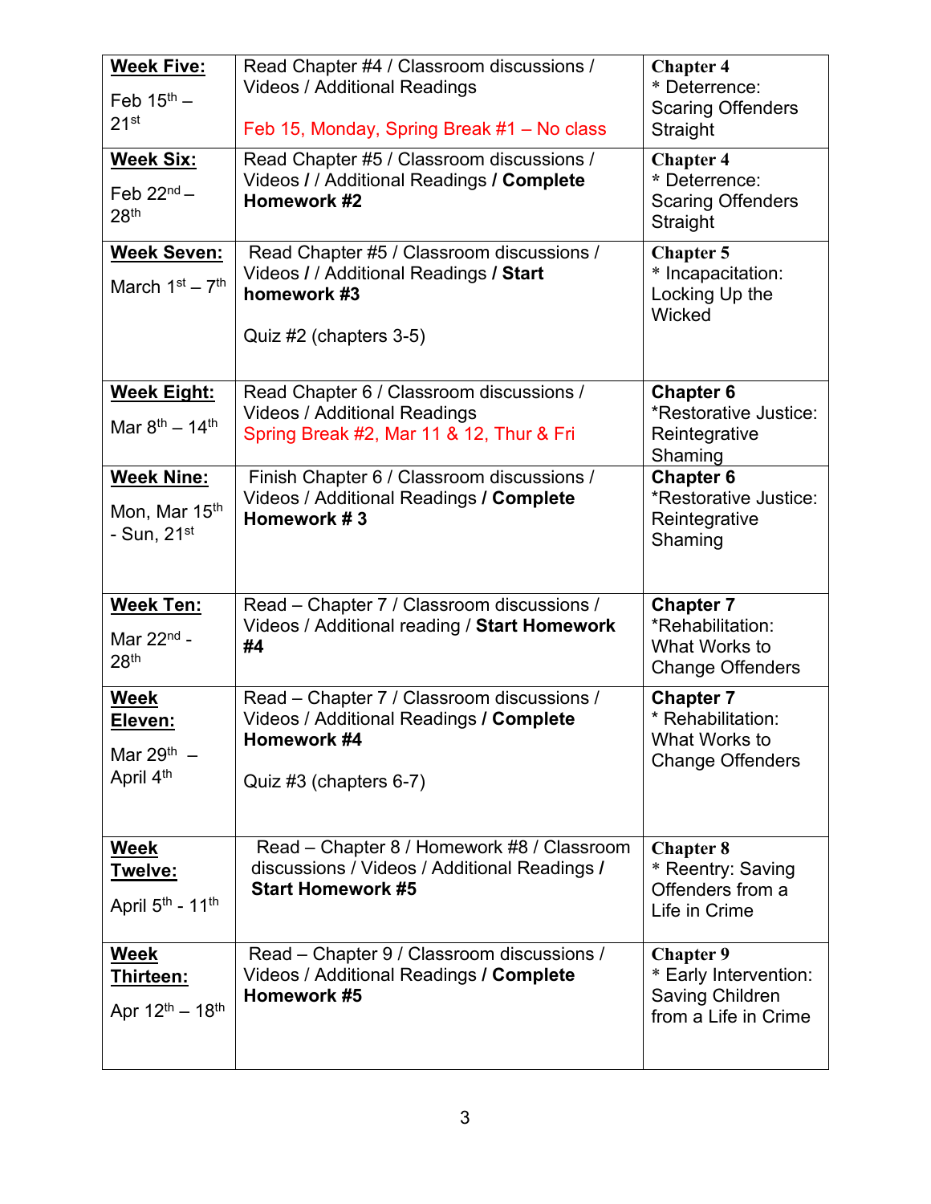| **Week Five:** Feb 15th – 21st | Read Chapter #4 / Classroom discussions / Videos / Additional Readings<br><br>Feb 15, Monday, Spring Break #1 – No class | **Chapter 4**<br>* Deterrence: Scaring Offenders Straight |
|---|---|---|
| **Week Six:** Feb 22nd – 28th | Read Chapter #5 / Classroom discussions / Videos **/** / Additional Readings **/ Complete Homework #2** | **Chapter 4**<br>* Deterrence: Scaring Offenders Straight |
| **Week Seven:** March 1st – 7th | Read Chapter #5 / Classroom discussions / Videos **/** / Additional Readings **/ Start homework #3**<br><br>Quiz #2 (chapters 3-5) | **Chapter 5**<br>* Incapacitation: Locking Up the Wicked |
| **Week Eight:** Mar 8th – 14th | Read Chapter 6 / Classroom discussions / Videos / Additional Readings<br>Spring Break #2, Mar 11 & 12, Thur & Fri | **Chapter 6**<br>*Restorative Justice: Reintegrative Shaming |
| **Week Nine:** Mon, Mar 15th - Sun, 21st | Finish Chapter 6 / Classroom discussions / Videos / Additional Readings **/ Complete Homework # 3** | **Chapter 6**<br>*Restorative Justice: Reintegrative Shaming |
| **Week Ten:** Mar 22nd - 28th | Read – Chapter 7 / Classroom discussions / Videos / Additional reading / **Start Homework #4** | **Chapter 7**<br>*Rehabilitation: What Works to Change Offenders |
| **Week Eleven:** Mar 29th – April 4th | Read – Chapter 7 / Classroom discussions / Videos / Additional Readings **/ Complete Homework #4**<br><br>Quiz #3 (chapters 6-7) | **Chapter 7**<br>* Rehabilitation: What Works to Change Offenders |
| **Week Twelve:** April 5th - 11th | Read – Chapter 8 / Homework #8 / Classroom discussions / Videos / Additional Readings **/ Start Homework #5** | **Chapter 8**<br>* Reentry: Saving Offenders from a Life in Crime |
| **Week Thirteen:** Apr 12th – 18th | Read – Chapter 9 / Classroom discussions / Videos / Additional Readings **/ Complete Homework #5** | **Chapter 9**<br>* Early Intervention: Saving Children from a Life in Crime |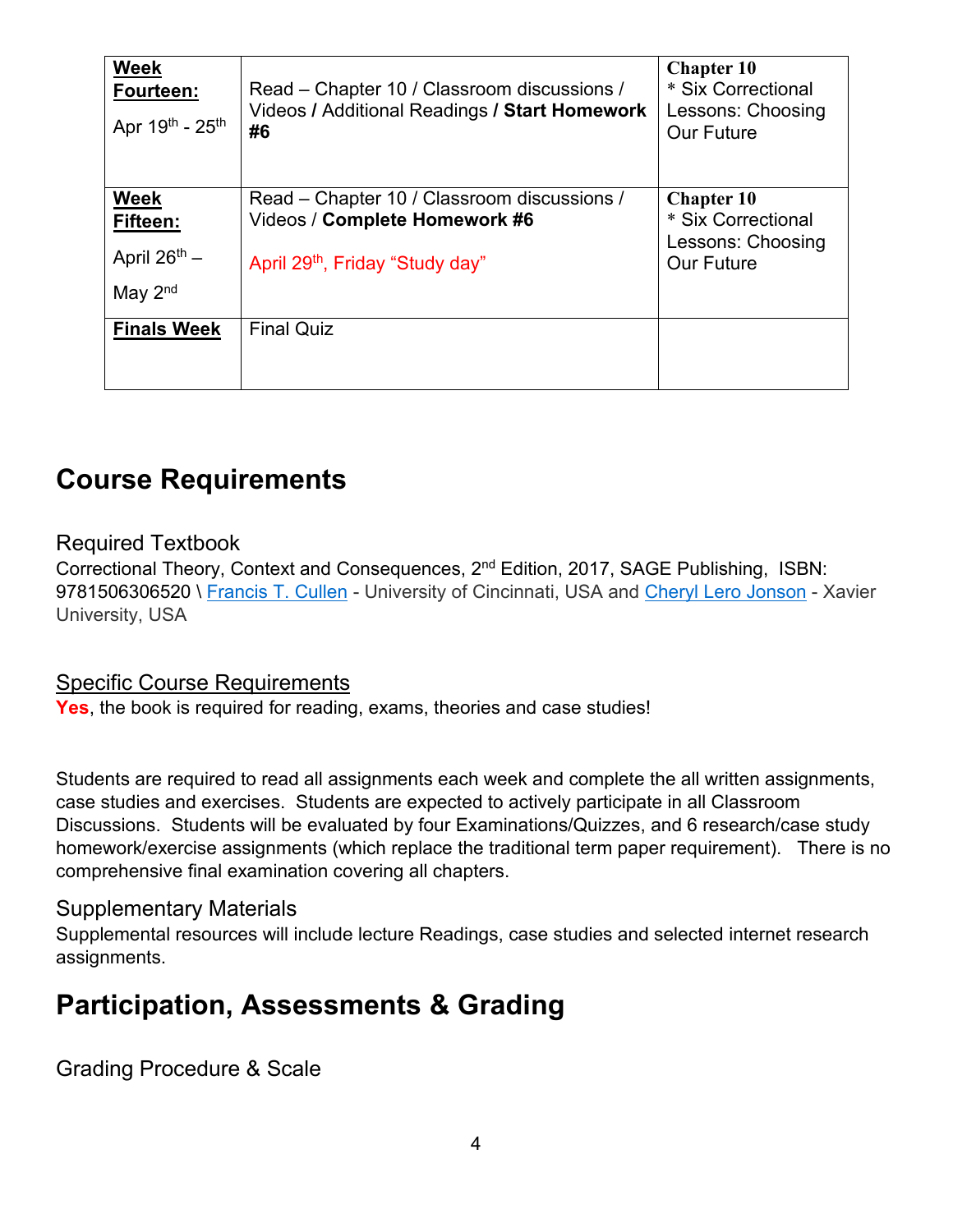| **Week Fourteen:** Apr 19th - 25th | Read – Chapter 10 / Classroom discussions / Videos **/** Additional Readings **/ Start Homework #6** | **Chapter 10** * Six Correctional Lessons: Choosing Our Future |
|---|---|---|
| **Week Fifteen:** April 26th – May 2nd | Read – Chapter 10 / Classroom discussions / Videos / **Complete Homework #6** April 29th, Friday "Study day" | **Chapter 10** * Six Correctional Lessons: Choosing Our Future |
| **Finals Week** | Final Quiz | |

# Course Requirements

## Required Textbook

Correctional Theory, Context and Consequences, 2nd Edition, 2017, SAGE Publishing, ISBN: 9781506306520 \ Francis T. Cullen - University of Cincinnati, USA and Cheryl Lero Jonson - Xavier University, USA

## Specific Course Requirements

**Yes**, the book is required for reading, exams, theories and case studies!

Students are required to read all assignments each week and complete the all written assignments, case studies and exercises. Students are expected to actively participate in all Classroom Discussions. Students will be evaluated by four Examinations/Quizzes, and 6 research/case study homework/exercise assignments (which replace the traditional term paper requirement). There is no comprehensive final examination covering all chapters.

## Supplementary Materials

Supplemental resources will include lecture Readings, case studies and selected internet research assignments.

# Participation, Assessments & Grading

## Grading Procedure & Scale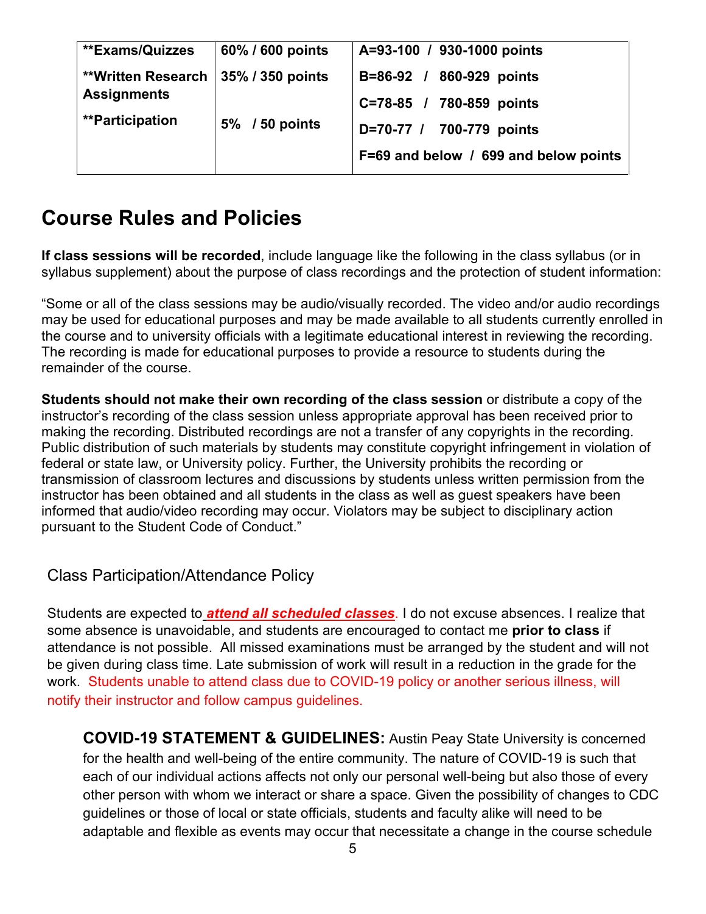| **Exams/Quizzes | 60% / 600 points | A=93-100 / 930-1000 points |
|---|---|---|
| **Written Research Assignments | 35% / 350 points | B=86-92 / 860-929 points |
| | | C=78-85 / 780-859 points |
| **Participation | 5% / 50 points | D=70-77 / 700-779 points |
| | | F=69 and below / 699 and below points |

# Course Rules and Policies

**If class sessions will be recorded**, include language like the following in the class syllabus (or in syllabus supplement) about the purpose of class recordings and the protection of student information:

"Some or all of the class sessions may be audio/visually recorded. The video and/or audio recordings may be used for educational purposes and may be made available to all students currently enrolled in the course and to university officials with a legitimate educational interest in reviewing the recording. The recording is made for educational purposes to provide a resource to students during the remainder of the course.

**Students should not make their own recording of the class session** or distribute a copy of the instructor's recording of the class session unless appropriate approval has been received prior to making the recording. Distributed recordings are not a transfer of any copyrights in the recording. Public distribution of such materials by students may constitute copyright infringement in violation of federal or state law, or University policy. Further, the University prohibits the recording or transmission of classroom lectures and discussions by students unless written permission from the instructor has been obtained and all students in the class as well as guest speakers have been informed that audio/video recording may occur. Violators may be subject to disciplinary action pursuant to the Student Code of Conduct."

## Class Participation/Attendance Policy

Students are expected to ***attend all scheduled classes***. I do not excuse absences. I realize that some absence is unavoidable, and students are encouraged to contact me **prior to class** if attendance is not possible. All missed examinations must be arranged by the student and will not be given during class time. Late submission of work will result in a reduction in the grade for the work. Students unable to attend class due to COVID-19 policy or another serious illness, will notify their instructor and follow campus guidelines.

**COVID-19 STATEMENT & GUIDELINES:** Austin Peay State University is concerned for the health and well-being of the entire community. The nature of COVID-19 is such that each of our individual actions affects not only our personal well-being but also those of every other person with whom we interact or share a space. Given the possibility of changes to CDC guidelines or those of local or state officials, students and faculty alike will need to be adaptable and flexible as events may occur that necessitate a change in the course schedule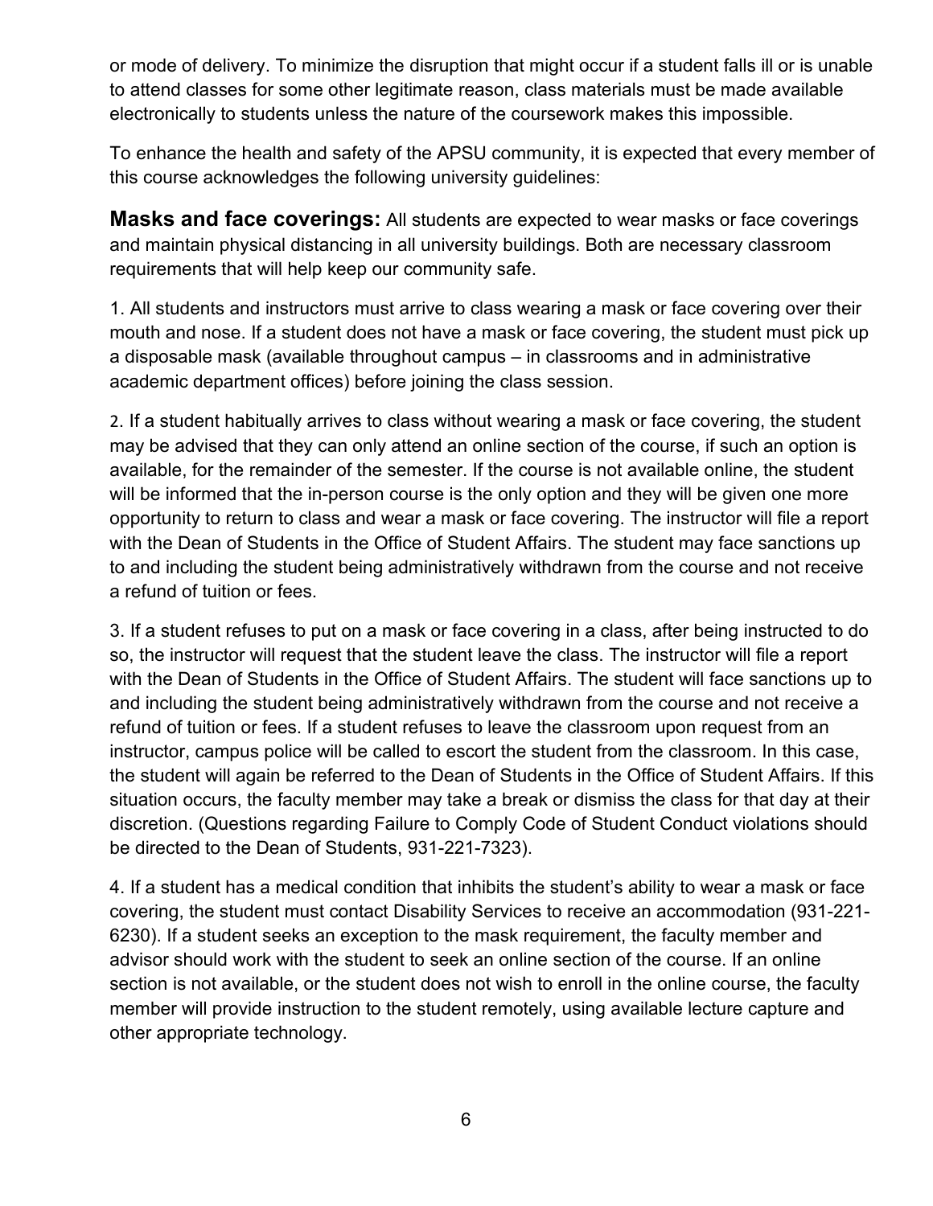or mode of delivery. To minimize the disruption that might occur if a student falls ill or is unable to attend classes for some other legitimate reason, class materials must be made available electronically to students unless the nature of the coursework makes this impossible.

To enhance the health and safety of the APSU community, it is expected that every member of this course acknowledges the following university guidelines:

**Masks and face coverings:** All students are expected to wear masks or face coverings and maintain physical distancing in all university buildings. Both are necessary classroom requirements that will help keep our community safe.

1. All students and instructors must arrive to class wearing a mask or face covering over their mouth and nose. If a student does not have a mask or face covering, the student must pick up a disposable mask (available throughout campus – in classrooms and in administrative academic department offices) before joining the class session.

2. If a student habitually arrives to class without wearing a mask or face covering, the student may be advised that they can only attend an online section of the course, if such an option is available, for the remainder of the semester. If the course is not available online, the student will be informed that the in-person course is the only option and they will be given one more opportunity to return to class and wear a mask or face covering. The instructor will file a report with the Dean of Students in the Office of Student Affairs. The student may face sanctions up to and including the student being administratively withdrawn from the course and not receive a refund of tuition or fees.

3. If a student refuses to put on a mask or face covering in a class, after being instructed to do so, the instructor will request that the student leave the class. The instructor will file a report with the Dean of Students in the Office of Student Affairs. The student will face sanctions up to and including the student being administratively withdrawn from the course and not receive a refund of tuition or fees. If a student refuses to leave the classroom upon request from an instructor, campus police will be called to escort the student from the classroom. In this case, the student will again be referred to the Dean of Students in the Office of Student Affairs. If this situation occurs, the faculty member may take a break or dismiss the class for that day at their discretion. (Questions regarding Failure to Comply Code of Student Conduct violations should be directed to the Dean of Students, 931-221-7323).

4. If a student has a medical condition that inhibits the student's ability to wear a mask or face covering, the student must contact Disability Services to receive an accommodation (931-221-6230). If a student seeks an exception to the mask requirement, the faculty member and advisor should work with the student to seek an online section of the course. If an online section is not available, or the student does not wish to enroll in the online course, the faculty member will provide instruction to the student remotely, using available lecture capture and other appropriate technology.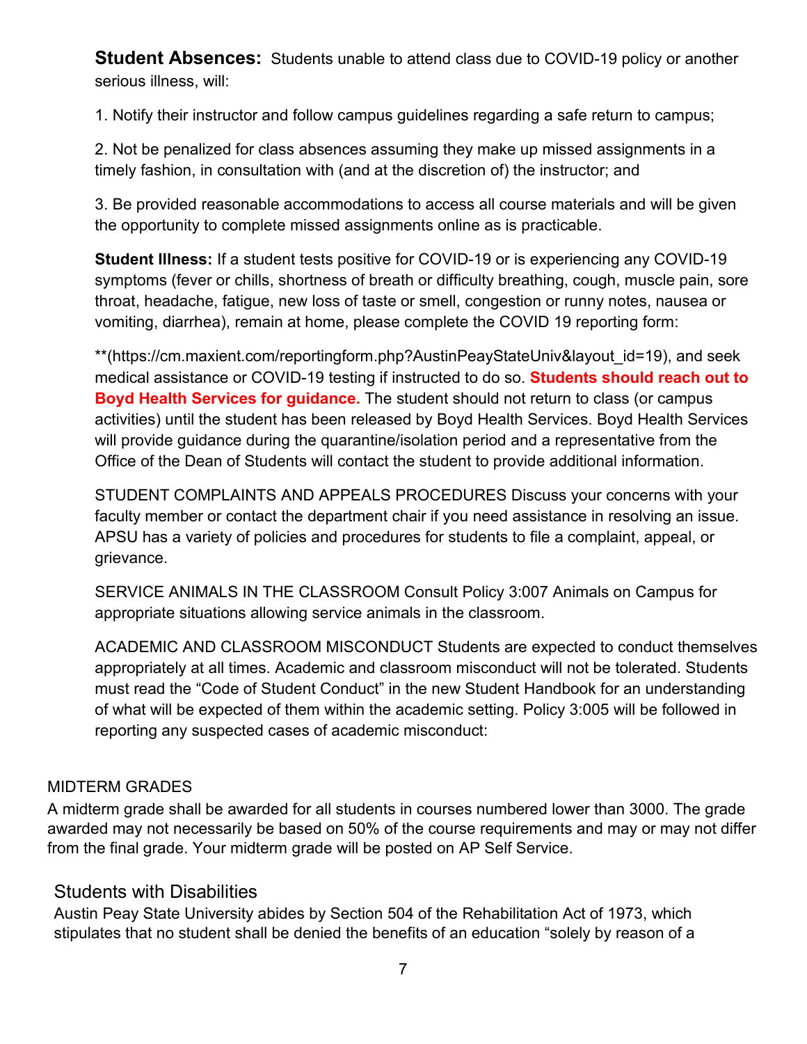**Student Absences:** Students unable to attend class due to COVID-19 policy or another serious illness, will:

1. Notify their instructor and follow campus guidelines regarding a safe return to campus;

2. Not be penalized for class absences assuming they make up missed assignments in a timely fashion, in consultation with (and at the discretion of) the instructor; and

3. Be provided reasonable accommodations to access all course materials and will be given the opportunity to complete missed assignments online as is practicable.

**Student Illness:** If a student tests positive for COVID-19 or is experiencing any COVID-19 symptoms (fever or chills, shortness of breath or difficulty breathing, cough, muscle pain, sore throat, headache, fatigue, new loss of taste or smell, congestion or runny notes, nausea or vomiting, diarrhea), remain at home, please complete the COVID 19 reporting form:

**(https://cm.maxient.com/reportingform.php?AustinPeayStateUniv&layout_id=19), and seek medical assistance or COVID-19 testing if instructed to do so. **Students should reach out to Boyd Health Services for guidance.** The student should not return to class (or campus activities) until the student has been released by Boyd Health Services. Boyd Health Services will provide guidance during the quarantine/isolation period and a representative from the Office of the Dean of Students will contact the student to provide additional information.

STUDENT COMPLAINTS AND APPEALS PROCEDURES Discuss your concerns with your faculty member or contact the department chair if you need assistance in resolving an issue. APSU has a variety of policies and procedures for students to file a complaint, appeal, or grievance.

SERVICE ANIMALS IN THE CLASSROOM Consult Policy 3:007 Animals on Campus for appropriate situations allowing service animals in the classroom.

ACADEMIC AND CLASSROOM MISCONDUCT Students are expected to conduct themselves appropriately at all times. Academic and classroom misconduct will not be tolerated. Students must read the "Code of Student Conduct" in the new Student Handbook for an understanding of what will be expected of them within the academic setting. Policy 3:005 will be followed in reporting any suspected cases of academic misconduct:

MIDTERM GRADES

A midterm grade shall be awarded for all students in courses numbered lower than 3000. The grade awarded may not necessarily be based on 50% of the course requirements and may or may not differ from the final grade. Your midterm grade will be posted on AP Self Service.

## Students with Disabilities

Austin Peay State University abides by Section 504 of the Rehabilitation Act of 1973, which stipulates that no student shall be denied the benefits of an education "solely by reason of a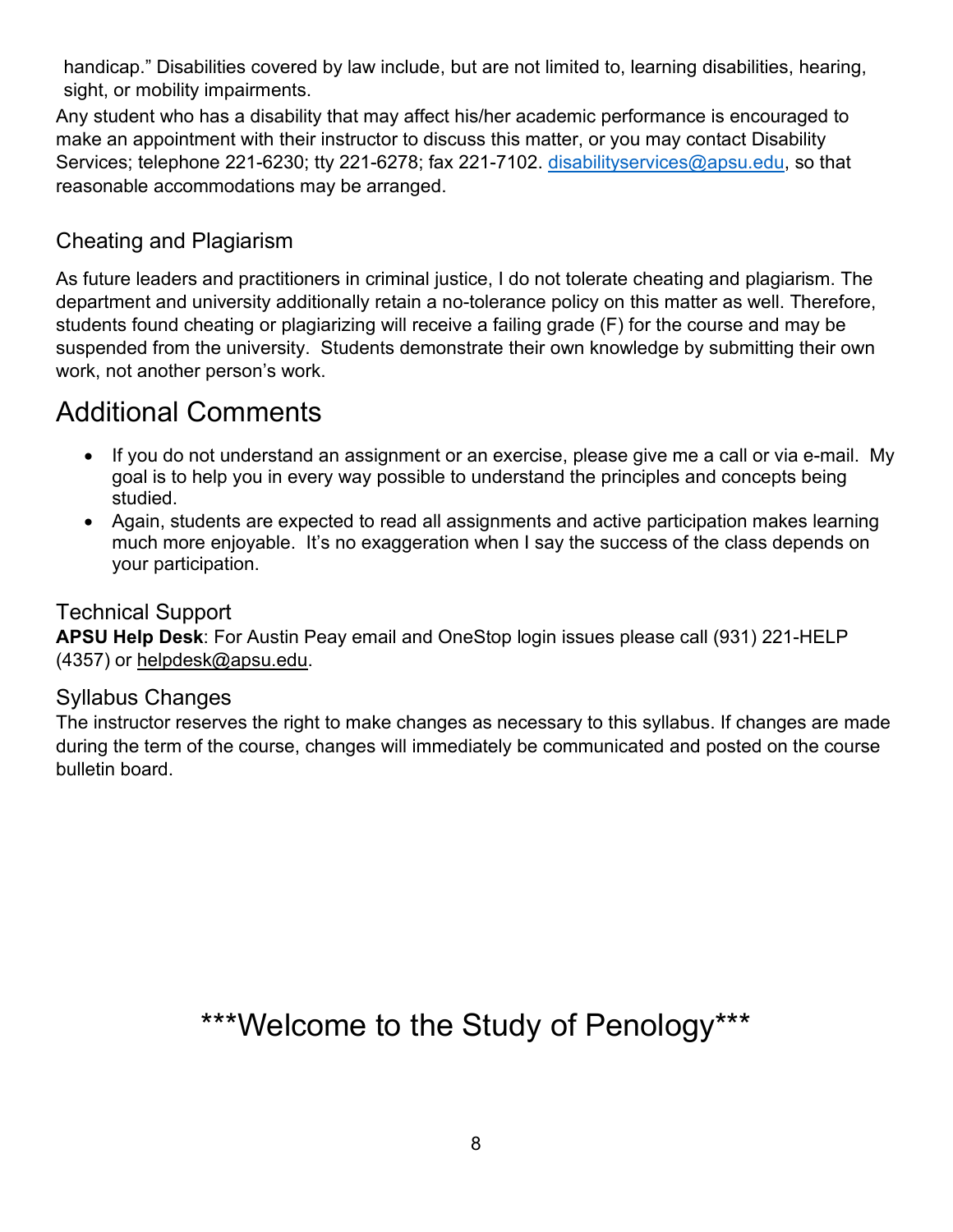handicap." Disabilities covered by law include, but are not limited to, learning disabilities, hearing, sight, or mobility impairments.

Any student who has a disability that may affect his/her academic performance is encouraged to make an appointment with their instructor to discuss this matter, or you may contact Disability Services; telephone 221-6230; tty 221-6278; fax 221-7102. disabilityservices@apsu.edu, so that reasonable accommodations may be arranged.

### Cheating and Plagiarism

As future leaders and practitioners in criminal justice, I do not tolerate cheating and plagiarism. The department and university additionally retain a no-tolerance policy on this matter as well. Therefore, students found cheating or plagiarizing will receive a failing grade (F) for the course and may be suspended from the university. Students demonstrate their own knowledge by submitting their own work, not another person's work.

## Additional Comments

- If you do not understand an assignment or an exercise, please give me a call or via e-mail. My goal is to help you in every way possible to understand the principles and concepts being studied.
- Again, students are expected to read all assignments and active participation makes learning much more enjoyable. It's no exaggeration when I say the success of the class depends on your participation.

### Technical Support

**APSU Help Desk**: For Austin Peay email and OneStop login issues please call (931) 221-HELP (4357) or helpdesk@apsu.edu.

### Syllabus Changes

The instructor reserves the right to make changes as necessary to this syllabus. If changes are made during the term of the course, changes will immediately be communicated and posted on the course bulletin board.

***Welcome to the Study of Penology***